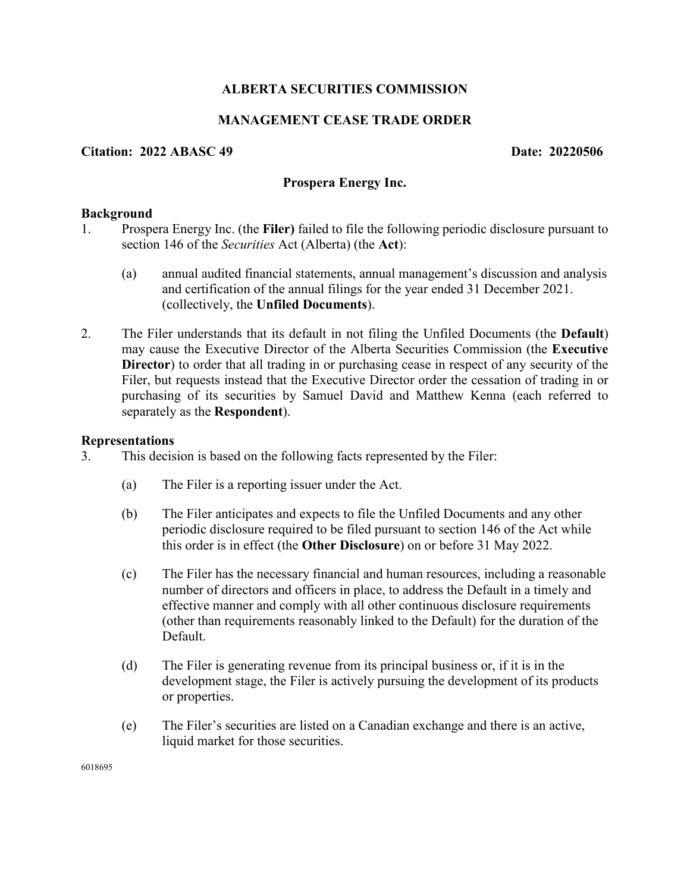# ALBERTA SECURITIES COMMISSION

## MANAGEMENT CEASE TRADE ORDER

**Citation: 2022 ABASC 49** **Date: 20220506**

**Prospera Energy Inc.**

### Background

1. Prospera Energy Inc. (the **Filer)** failed to file the following periodic disclosure pursuant to section 146 of the *Securities* Act (Alberta) (the **Act**):

    (a) annual audited financial statements, annual management's discussion and analysis and certification of the annual filings for the year ended 31 December 2021. (collectively, the **Unfiled Documents**).

2. The Filer understands that its default in not filing the Unfiled Documents (the **Default**) may cause the Executive Director of the Alberta Securities Commission (the **Executive Director**) to order that all trading in or purchasing cease in respect of any security of the Filer, but requests instead that the Executive Director order the cessation of trading in or purchasing of its securities by Samuel David and Matthew Kenna (each referred to separately as the **Respondent**).

### Representations

3. This decision is based on the following facts represented by the Filer:

    (a) The Filer is a reporting issuer under the Act.

    (b) The Filer anticipates and expects to file the Unfiled Documents and any other periodic disclosure required to be filed pursuant to section 146 of the Act while this order is in effect (the **Other Disclosure**) on or before 31 May 2022.

    (c) The Filer has the necessary financial and human resources, including a reasonable number of directors and officers in place, to address the Default in a timely and effective manner and comply with all other continuous disclosure requirements (other than requirements reasonably linked to the Default) for the duration of the Default.

    (d) The Filer is generating revenue from its principal business or, if it is in the development stage, the Filer is actively pursuing the development of its products or properties.

    (e) The Filer's securities are listed on a Canadian exchange and there is an active, liquid market for those securities.

6018695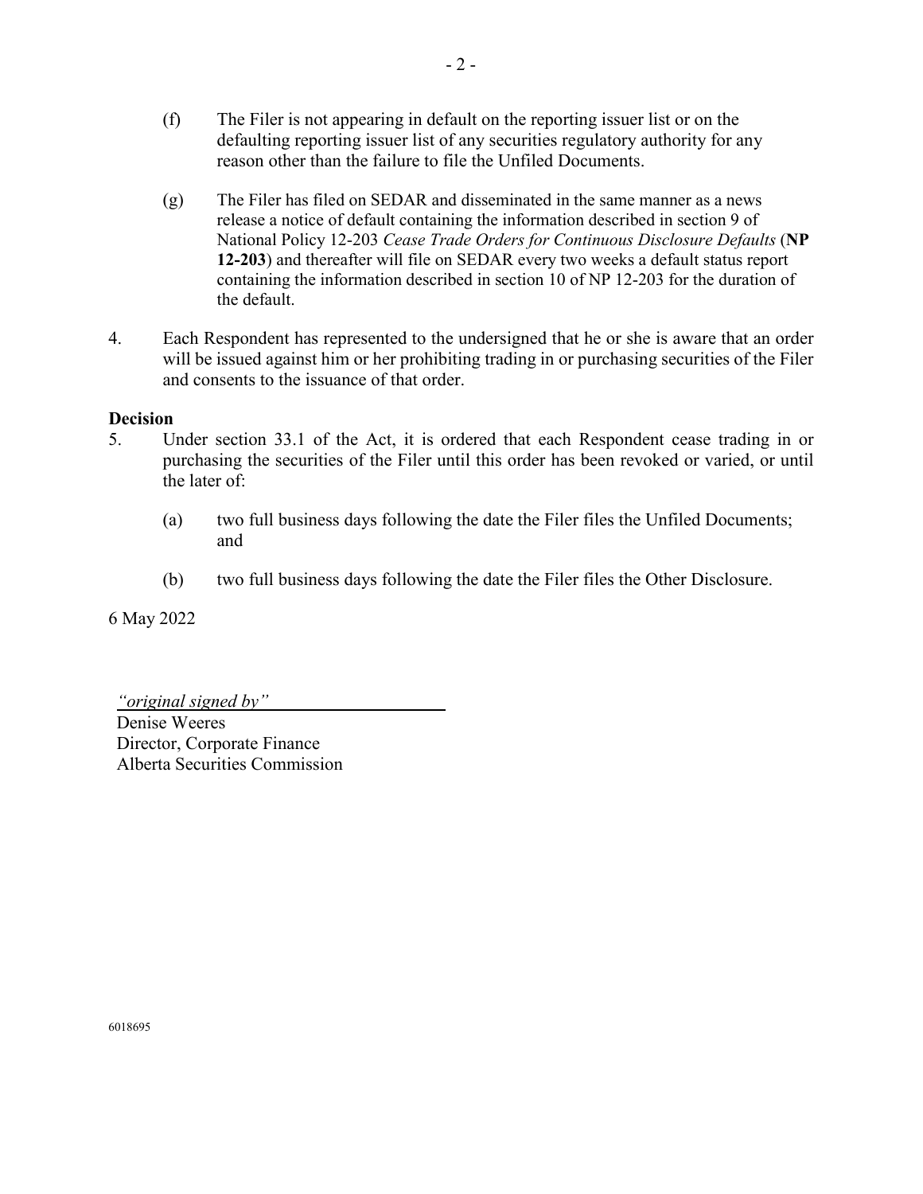(f) The Filer is not appearing in default on the reporting issuer list or on the defaulting reporting issuer list of any securities regulatory authority for any reason other than the failure to file the Unfiled Documents.

(g) The Filer has filed on SEDAR and disseminated in the same manner as a news release a notice of default containing the information described in section 9 of National Policy 12-203 *Cease Trade Orders for Continuous Disclosure Defaults* (**NP 12-203**) and thereafter will file on SEDAR every two weeks a default status report containing the information described in section 10 of NP 12-203 for the duration of the default.

4. Each Respondent has represented to the undersigned that he or she is aware that an order will be issued against him or her prohibiting trading in or purchasing securities of the Filer and consents to the issuance of that order.

**Decision**

5. Under section 33.1 of the Act, it is ordered that each Respondent cease trading in or purchasing the securities of the Filer until this order has been revoked or varied, or until the later of:

(a) two full business days following the date the Filer files the Unfiled Documents; and

(b) two full business days following the date the Filer files the Other Disclosure.

6 May 2022

*"original signed by"*
Denise Weeres
Director, Corporate Finance
Alberta Securities Commission

6018695